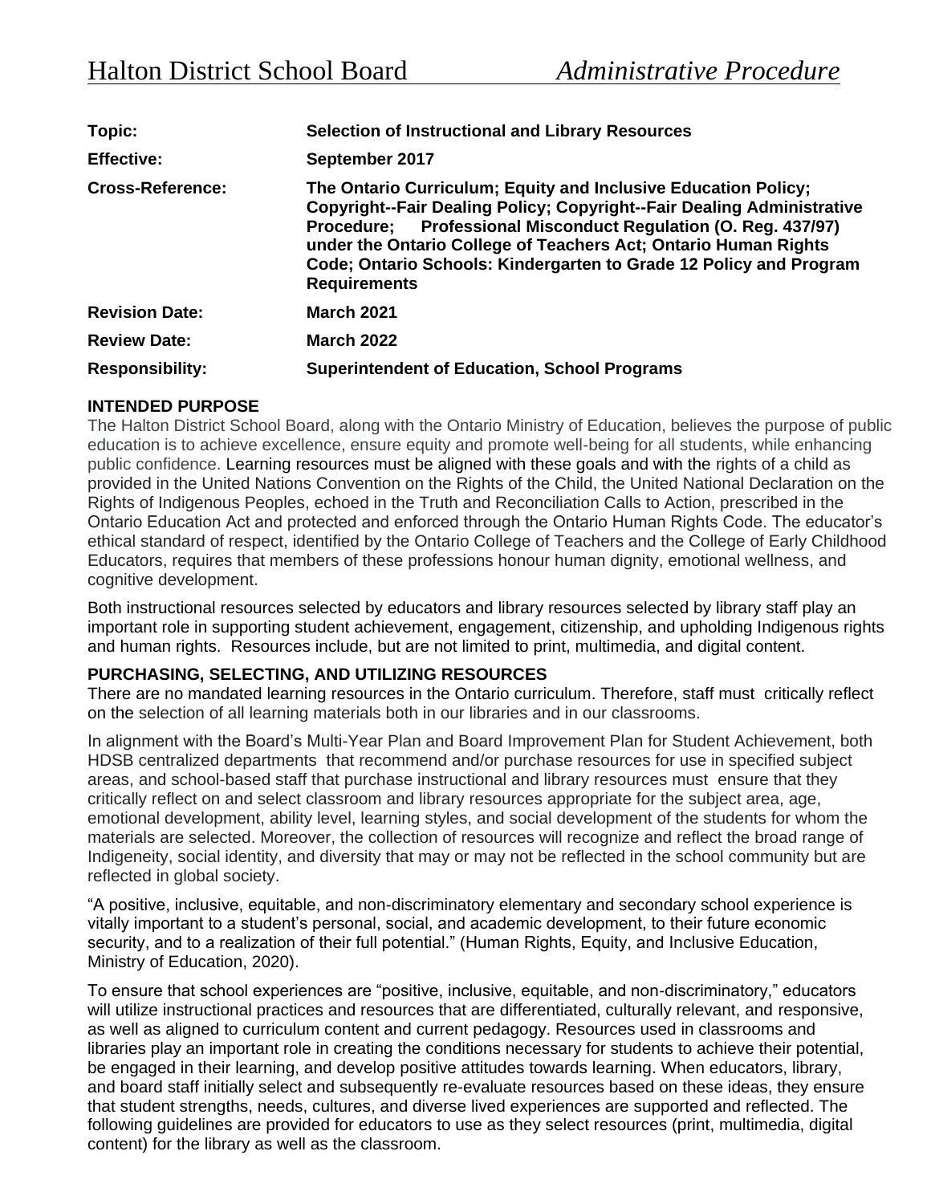# Halton District School Board *Administrative Procedure*

| | |
|---|---|
| **Topic:** | **Selection of Instructional and Library Resources** |
| **Effective:** | **September 2017** |
| **Cross-Reference:** | **The Ontario Curriculum; Equity and Inclusive Education Policy; Copyright--Fair Dealing Policy; Copyright--Fair Dealing Administrative Procedure; Professional Misconduct Regulation (O. Reg. 437/97) under the Ontario College of Teachers Act; Ontario Human Rights Code; Ontario Schools: Kindergarten to Grade 12 Policy and Program Requirements** |
| **Revision Date:** | **March 2021** |
| **Review Date:** | **March 2022** |
| **Responsibility:** | **Superintendent of Education, School Programs** |

## INTENDED PURPOSE

The Halton District School Board, along with the Ontario Ministry of Education, believes the purpose of public education is to achieve excellence, ensure equity and promote well-being for all students, while enhancing public confidence. Learning resources must be aligned with these goals and with the rights of a child as provided in the United Nations Convention on the Rights of the Child, the United National Declaration on the Rights of Indigenous Peoples, echoed in the Truth and Reconciliation Calls to Action, prescribed in the Ontario Education Act and protected and enforced through the Ontario Human Rights Code. The educator's ethical standard of respect, identified by the Ontario College of Teachers and the College of Early Childhood Educators, requires that members of these professions honour human dignity, emotional wellness, and cognitive development.

Both instructional resources selected by educators and library resources selected by library staff play an important role in supporting student achievement, engagement, citizenship, and upholding Indigenous rights and human rights. Resources include, but are not limited to print, multimedia, and digital content.

## PURCHASING, SELECTING, AND UTILIZING RESOURCES

There are no mandated learning resources in the Ontario curriculum. Therefore, staff must critically reflect on the selection of all learning materials both in our libraries and in our classrooms.

In alignment with the Board's Multi-Year Plan and Board Improvement Plan for Student Achievement, both HDSB centralized departments that recommend and/or purchase resources for use in specified subject areas, and school-based staff that purchase instructional and library resources must ensure that they critically reflect on and select classroom and library resources appropriate for the subject area, age, emotional development, ability level, learning styles, and social development of the students for whom the materials are selected. Moreover, the collection of resources will recognize and reflect the broad range of Indigeneity, social identity, and diversity that may or may not be reflected in the school community but are reflected in global society.

"A positive, inclusive, equitable, and non-discriminatory elementary and secondary school experience is vitally important to a student's personal, social, and academic development, to their future economic security, and to a realization of their full potential." (Human Rights, Equity, and Inclusive Education, Ministry of Education, 2020).

To ensure that school experiences are "positive, inclusive, equitable, and non-discriminatory," educators will utilize instructional practices and resources that are differentiated, culturally relevant, and responsive, as well as aligned to curriculum content and current pedagogy. Resources used in classrooms and libraries play an important role in creating the conditions necessary for students to achieve their potential, be engaged in their learning, and develop positive attitudes towards learning. When educators, library, and board staff initially select and subsequently re-evaluate resources based on these ideas, they ensure that student strengths, needs, cultures, and diverse lived experiences are supported and reflected. The following guidelines are provided for educators to use as they select resources (print, multimedia, digital content) for the library as well as the classroom.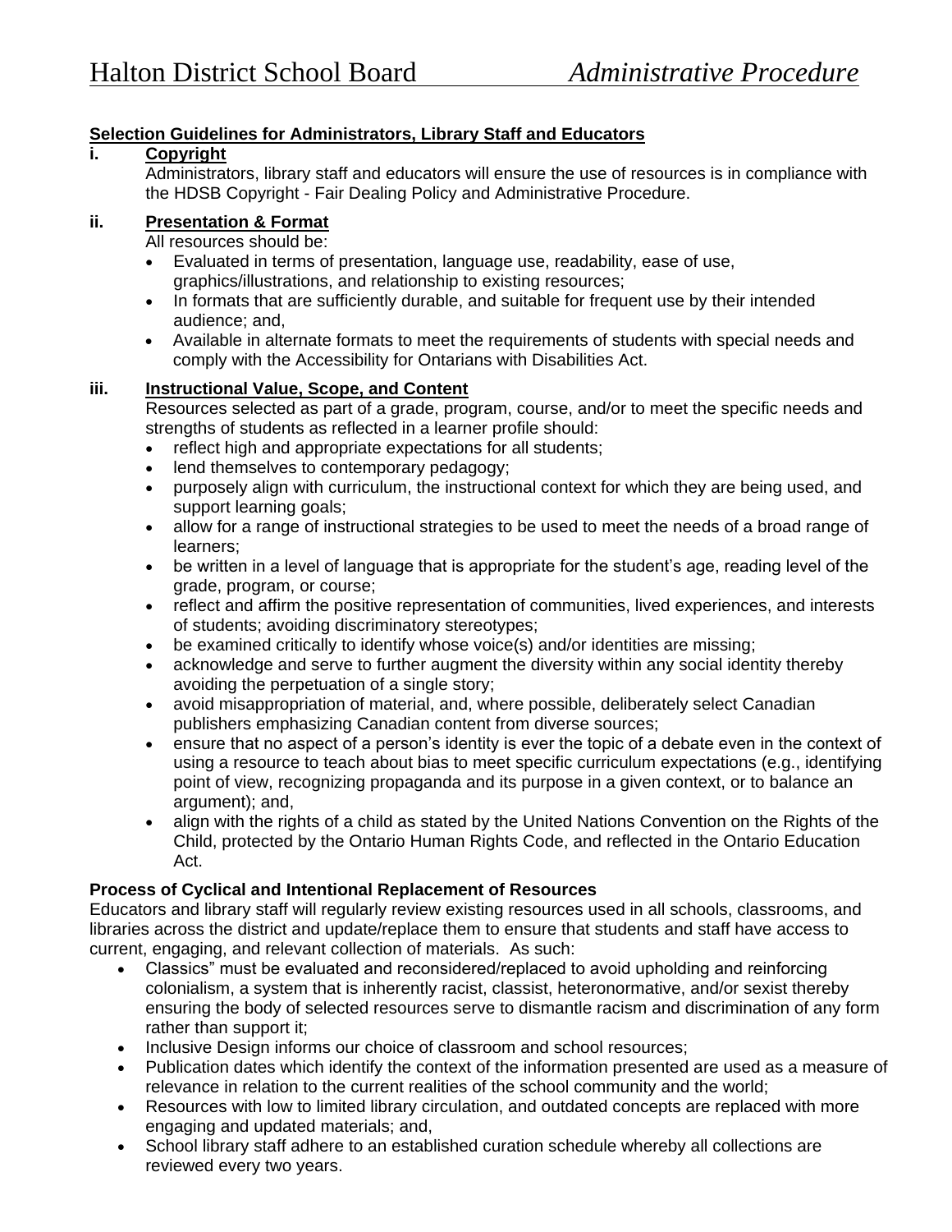**Selection Guidelines for Administrators, Library Staff and Educators**

**i. Copyright**

Administrators, library staff and educators will ensure the use of resources is in compliance with the HDSB Copyright - Fair Dealing Policy and Administrative Procedure.

**ii. Presentation & Format**

All resources should be:

- Evaluated in terms of presentation, language use, readability, ease of use, graphics/illustrations, and relationship to existing resources;
- In formats that are sufficiently durable, and suitable for frequent use by their intended audience; and,
- Available in alternate formats to meet the requirements of students with special needs and comply with the Accessibility for Ontarians with Disabilities Act.

**iii. Instructional Value, Scope, and Content**

Resources selected as part of a grade, program, course, and/or to meet the specific needs and strengths of students as reflected in a learner profile should:

- reflect high and appropriate expectations for all students;
- lend themselves to contemporary pedagogy;
- purposely align with curriculum, the instructional context for which they are being used, and support learning goals;
- allow for a range of instructional strategies to be used to meet the needs of a broad range of learners;
- be written in a level of language that is appropriate for the student's age, reading level of the grade, program, or course;
- reflect and affirm the positive representation of communities, lived experiences, and interests of students; avoiding discriminatory stereotypes;
- be examined critically to identify whose voice(s) and/or identities are missing;
- acknowledge and serve to further augment the diversity within any social identity thereby avoiding the perpetuation of a single story;
- avoid misappropriation of material, and, where possible, deliberately select Canadian publishers emphasizing Canadian content from diverse sources;
- ensure that no aspect of a person's identity is ever the topic of a debate even in the context of using a resource to teach about bias to meet specific curriculum expectations (e.g., identifying point of view, recognizing propaganda and its purpose in a given context, or to balance an argument); and,
- align with the rights of a child as stated by the United Nations Convention on the Rights of the Child, protected by the Ontario Human Rights Code, and reflected in the Ontario Education Act.

**Process of Cyclical and Intentional Replacement of Resources**

Educators and library staff will regularly review existing resources used in all schools, classrooms, and libraries across the district and update/replace them to ensure that students and staff have access to current, engaging, and relevant collection of materials. As such:

- Classics" must be evaluated and reconsidered/replaced to avoid upholding and reinforcing colonialism, a system that is inherently racist, classist, heteronormative, and/or sexist thereby ensuring the body of selected resources serve to dismantle racism and discrimination of any form rather than support it;
- Inclusive Design informs our choice of classroom and school resources;
- Publication dates which identify the context of the information presented are used as a measure of relevance in relation to the current realities of the school community and the world;
- Resources with low to limited library circulation, and outdated concepts are replaced with more engaging and updated materials; and,
- School library staff adhere to an established curation schedule whereby all collections are reviewed every two years.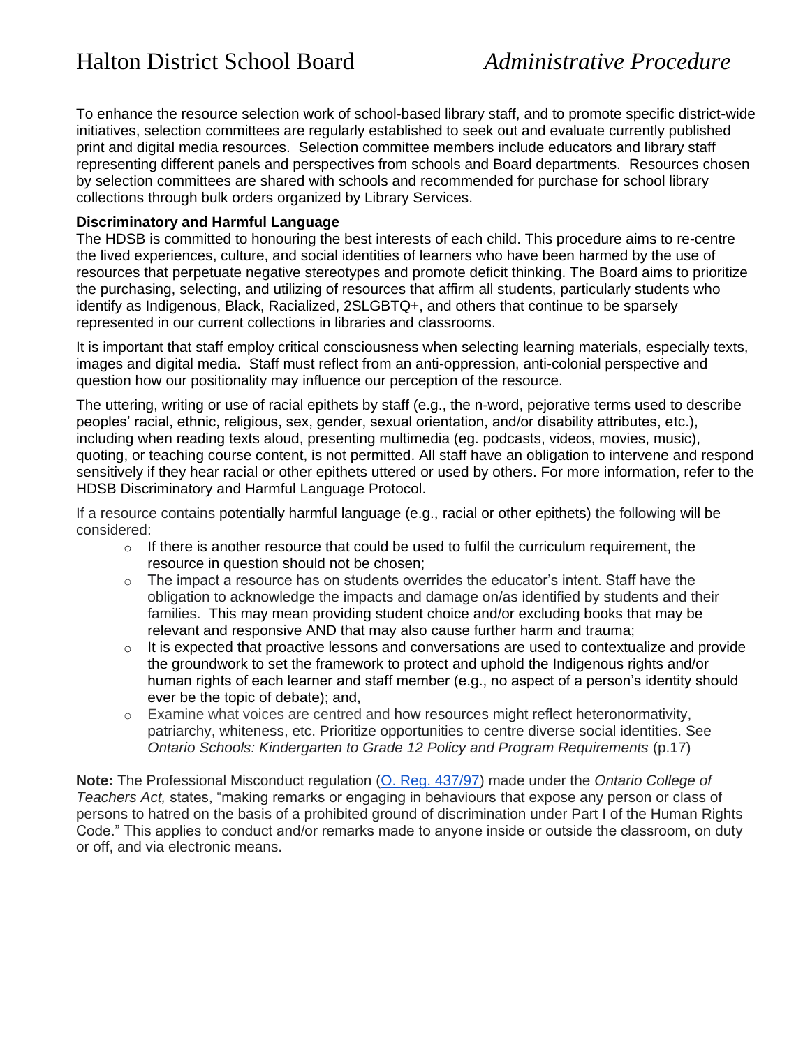To enhance the resource selection work of school-based library staff, and to promote specific district-wide initiatives, selection committees are regularly established to seek out and evaluate currently published print and digital media resources. Selection committee members include educators and library staff representing different panels and perspectives from schools and Board departments. Resources chosen by selection committees are shared with schools and recommended for purchase for school library collections through bulk orders organized by Library Services.

**Discriminatory and Harmful Language**

The HDSB is committed to honouring the best interests of each child. This procedure aims to re-centre the lived experiences, culture, and social identities of learners who have been harmed by the use of resources that perpetuate negative stereotypes and promote deficit thinking. The Board aims to prioritize the purchasing, selecting, and utilizing of resources that affirm all students, particularly students who identify as Indigenous, Black, Racialized, 2SLGBTQ+, and others that continue to be sparsely represented in our current collections in libraries and classrooms.

It is important that staff employ critical consciousness when selecting learning materials, especially texts, images and digital media. Staff must reflect from an anti-oppression, anti-colonial perspective and question how our positionality may influence our perception of the resource.

The uttering, writing or use of racial epithets by staff (e.g., the n-word, pejorative terms used to describe peoples' racial, ethnic, religious, sex, gender, sexual orientation, and/or disability attributes, etc.), including when reading texts aloud, presenting multimedia (eg. podcasts, videos, movies, music), quoting, or teaching course content, is not permitted. All staff have an obligation to intervene and respond sensitively if they hear racial or other epithets uttered or used by others. For more information, refer to the HDSB Discriminatory and Harmful Language Protocol.

If a resource contains potentially harmful language (e.g., racial or other epithets) the following will be considered:

- If there is another resource that could be used to fulfil the curriculum requirement, the resource in question should not be chosen;
- The impact a resource has on students overrides the educator's intent. Staff have the obligation to acknowledge the impacts and damage on/as identified by students and their families. This may mean providing student choice and/or excluding books that may be relevant and responsive AND that may also cause further harm and trauma;
- It is expected that proactive lessons and conversations are used to contextualize and provide the groundwork to set the framework to protect and uphold the Indigenous rights and/or human rights of each learner and staff member (e.g., no aspect of a person's identity should ever be the topic of debate); and,
- Examine what voices are centred and how resources might reflect heteronormativity, patriarchy, whiteness, etc. Prioritize opportunities to centre diverse social identities. See *Ontario Schools: Kindergarten to Grade 12 Policy and Program Requirements* (p.17)

**Note:** The Professional Misconduct regulation (O. Reg. 437/97) made under the *Ontario College of Teachers Act,* states, "making remarks or engaging in behaviours that expose any person or class of persons to hatred on the basis of a prohibited ground of discrimination under Part I of the Human Rights Code." This applies to conduct and/or remarks made to anyone inside or outside the classroom, on duty or off, and via electronic means.